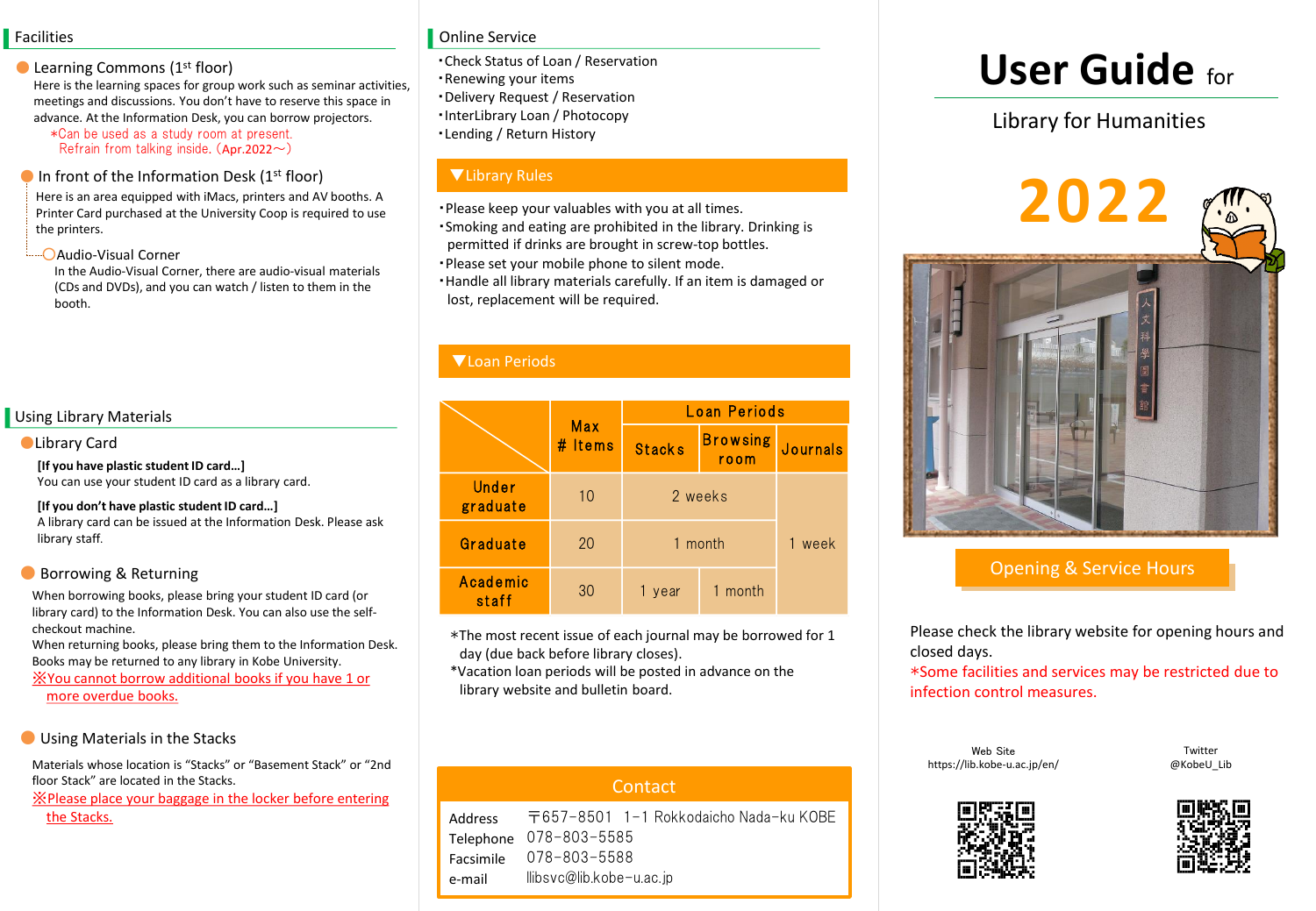# User Guide for

## Library for Humanities

# 2022

## Opening & Service Hours

Please check the library website for opening hours and closed days.

*Some facilities and services may be restricted due to infection control measures.

Web Site
https://lib.kobe-u.ac.jp/en/

Twitter
@KobeU_Lib

## Facilities

### Learning Commons (1st floor)

Here is the learning spaces for group work such as seminar activities, meetings and discussions. You don't have to reserve this space in advance. At the Information Desk, you can borrow projectors.

*Can be used as a study room at present.
Refrain from talking inside. (Apr.2022〜)

### In front of the Information Desk (1st floor)

Here is an area equipped with iMacs, printers and AV booths. A Printer Card purchased at the University Coop is required to use the printers.

#### Audio-Visual Corner

In the Audio-Visual Corner, there are audio-visual materials (CDs and DVDs), and you can watch / listen to them in the booth.

## Using Library Materials

### Library Card

**[If you have plastic student ID card…]**
You can use your student ID card as a library card.

**[If you don't have plastic student ID card…]**
A library card can be issued at the Information Desk. Please ask library staff.

### Borrowing & Returning

When borrowing books, please bring your student ID card (or library card) to the Information Desk. You can also use the self-checkout machine.
When returning books, please bring them to the Information Desk. Books may be returned to any library in Kobe University.
※You cannot borrow additional books if you have 1 or more overdue books.

### Using Materials in the Stacks

Materials whose location is "Stacks" or "Basement Stack" or "2nd floor Stack" are located in the Stacks.
※Please place your baggage in the locker before entering the Stacks.

## Online Service

- Check Status of Loan / Reservation
- Renewing your items
- Delivery Request / Reservation
- InterLibrary Loan / Photocopy
- Lending / Return History

## ▼Library Rules

- Please keep your valuables with you at all times.
- Smoking and eating are prohibited in the library. Drinking is permitted if drinks are brought in screw-top bottles.
- Please set your mobile phone to silent mode.
- Handle all library materials carefully. If an item is damaged or lost, replacement will be required.

## ▼Loan Periods

| | Max # Items | Loan Periods | | |
|---|---|---|---|---|
| | | Stacks | Browsing room | Journals |
| Under graduate | 10 | 2 weeks | 2 weeks | 1 week |
| Graduate | 20 | 1 month | 1 month | 1 week |
| Academic staff | 30 | 1 year | 1 month | 1 week |

*The most recent issue of each journal may be borrowed for 1 day (due back before library closes).
*Vacation loan periods will be posted in advance on the library website and bulletin board.

## Contact

| | |
|---|---|
| Address | 〒657-8501 1-1 Rokkodaicho Nada-ku KOBE |
| Telephone | 078-803-5585 |
| Facsimile | 078-803-5588 |
| e-mail | llibsvc@lib.kobe-u.ac.jp |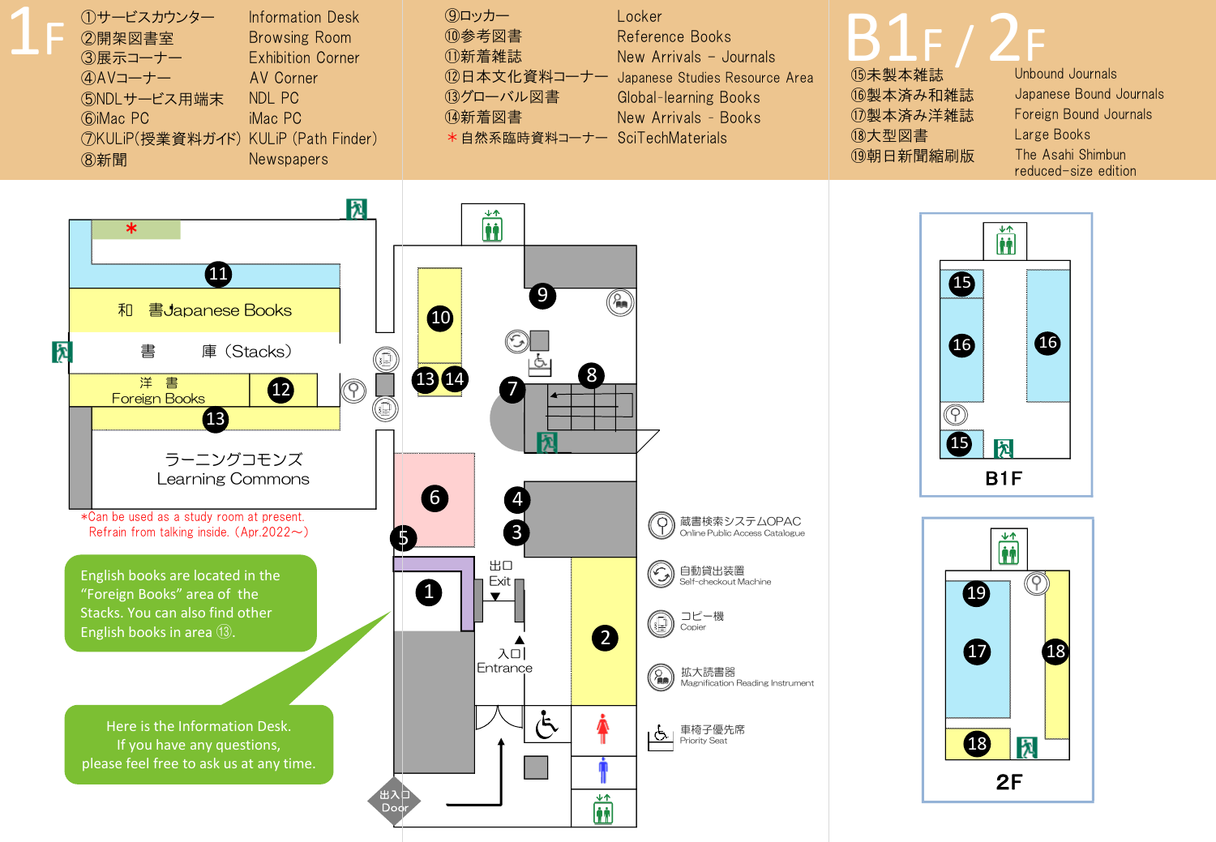# 1F

| | |
|---|---|
| ①サービスカウンター | Information Desk |
| ②開架図書室 | Browsing Room |
| ③展示コーナー | Exhibition Corner |
| ④AVコーナー | AV Corner |
| ⑤NDLサービス用端末 | NDL PC |
| ⑥iMac PC | iMac PC |
| ⑦KULiP(授業資料ガイド) | KULiP (Path Finder) |
| ⑧新聞 | Newspapers |
| ⑨ロッカー | Locker |
| ⑩参考図書 | Reference Books |
| ⑪新着雑誌 | New Arrivals – Journals |
| ⑫日本文化資料コーナー | Japanese Studies Resource Area |
| ⑬グローバル図書 | Global-learning Books |
| ⑭新着図書 | New Arrivals – Books |
| * 自然系臨時資料コーナー | SciTechMaterials |

# B1F / 2F

| | |
|---|---|
| ⑮未製本雑誌 | Unbound Journals |
| ⑯製本済み和雑誌 | Japanese Bound Journals |
| ⑰製本済み洋雑誌 | Foreign Bound Journals |
| ⑱大型図書 | Large Books |
| ⑲朝日新聞縮刷版 | The Asahi Shimbun reduced-size edition |

和 書 Japanese Books

書 庫 (Stacks)

洋 書 Foreign Books

ラーニングコモンズ Learning Commons

*Can be used as a study room at present.
Refrain from talking inside. (Apr.2022～)

English books are located in the "Foreign Books" area of the Stacks. You can also find other English books in area ⑬.

Here is the Information Desk.
If you have any questions,
please feel free to ask us at any time.

出口 Exit

入口 Entrance

出入口 Door

蔵書検索システムOPAC Online Public Access Catalogue

自動貸出装置 Self-checkout Machine

コピー機 Copier

拡大読書器 Magnification Reading Instrument

車椅子優先席 Priority Seat

B1F

2F